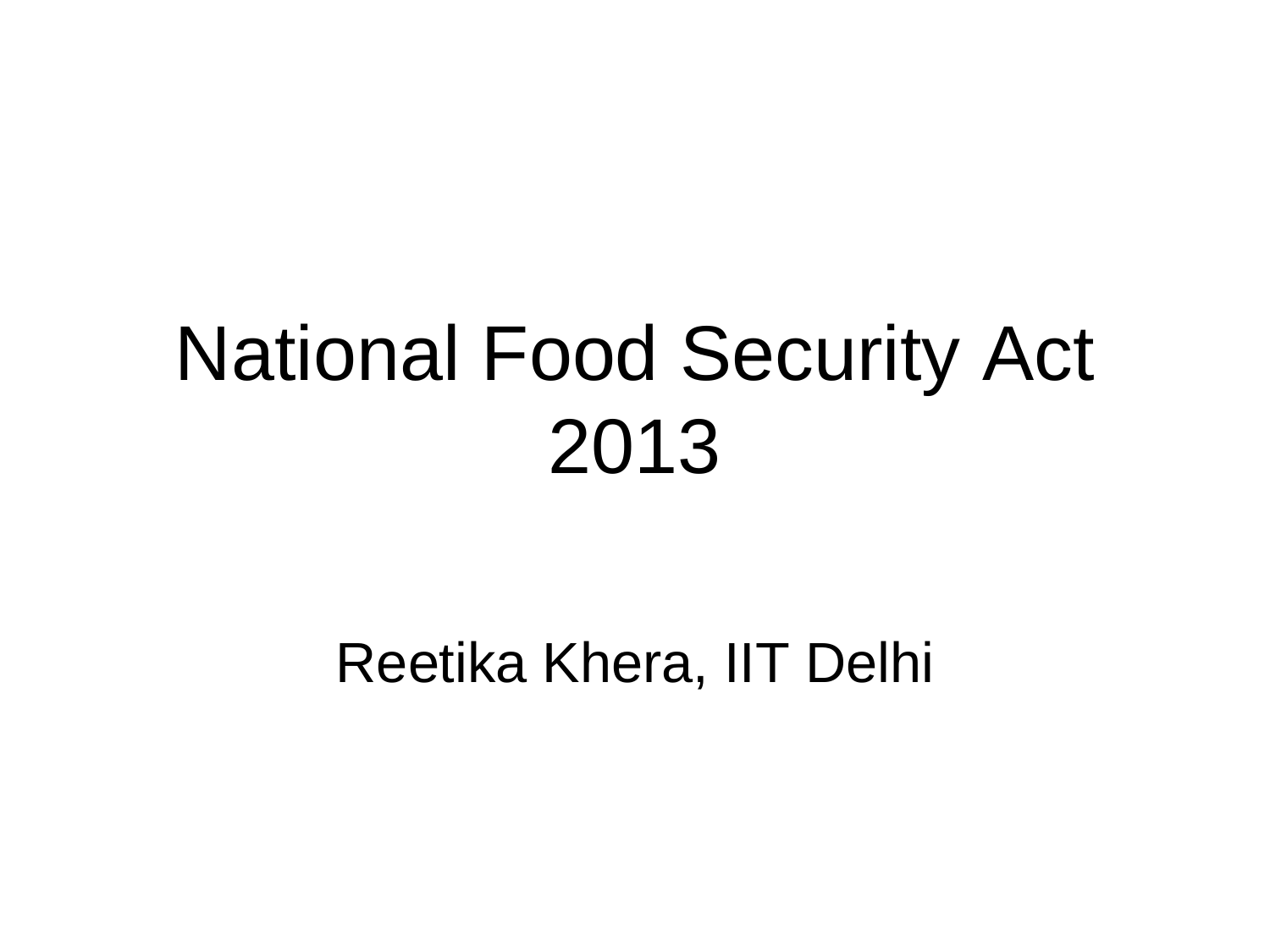# National Food Security Act 2013

Reetika Khera, IIT Delhi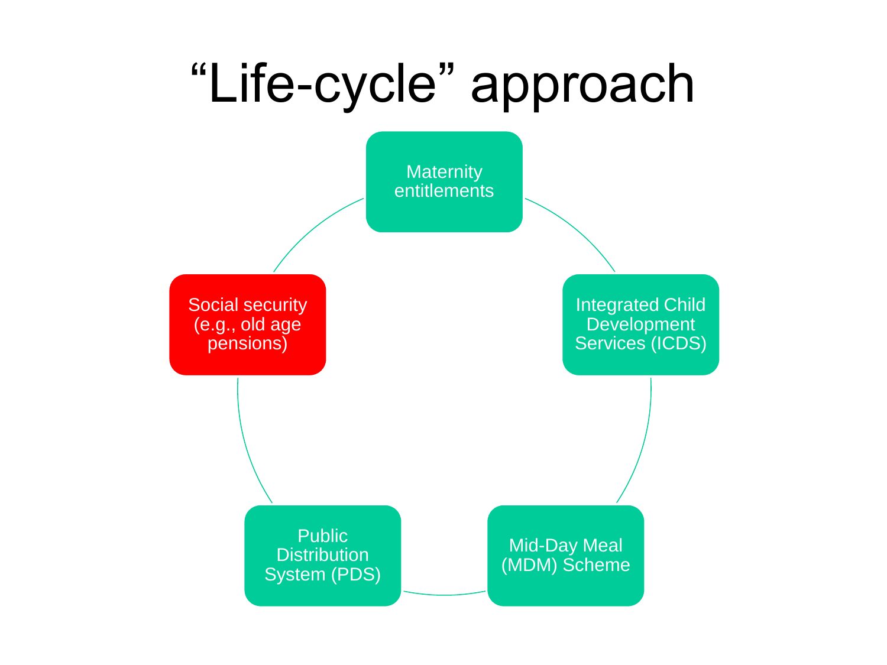# "Life-cycle" approach

- Maternity entitlements
- Integrated Child Development Services (ICDS)
- Mid-Day Meal (MDM) Scheme
- Public Distribution System (PDS)
- Social security (e.g., old age pensions)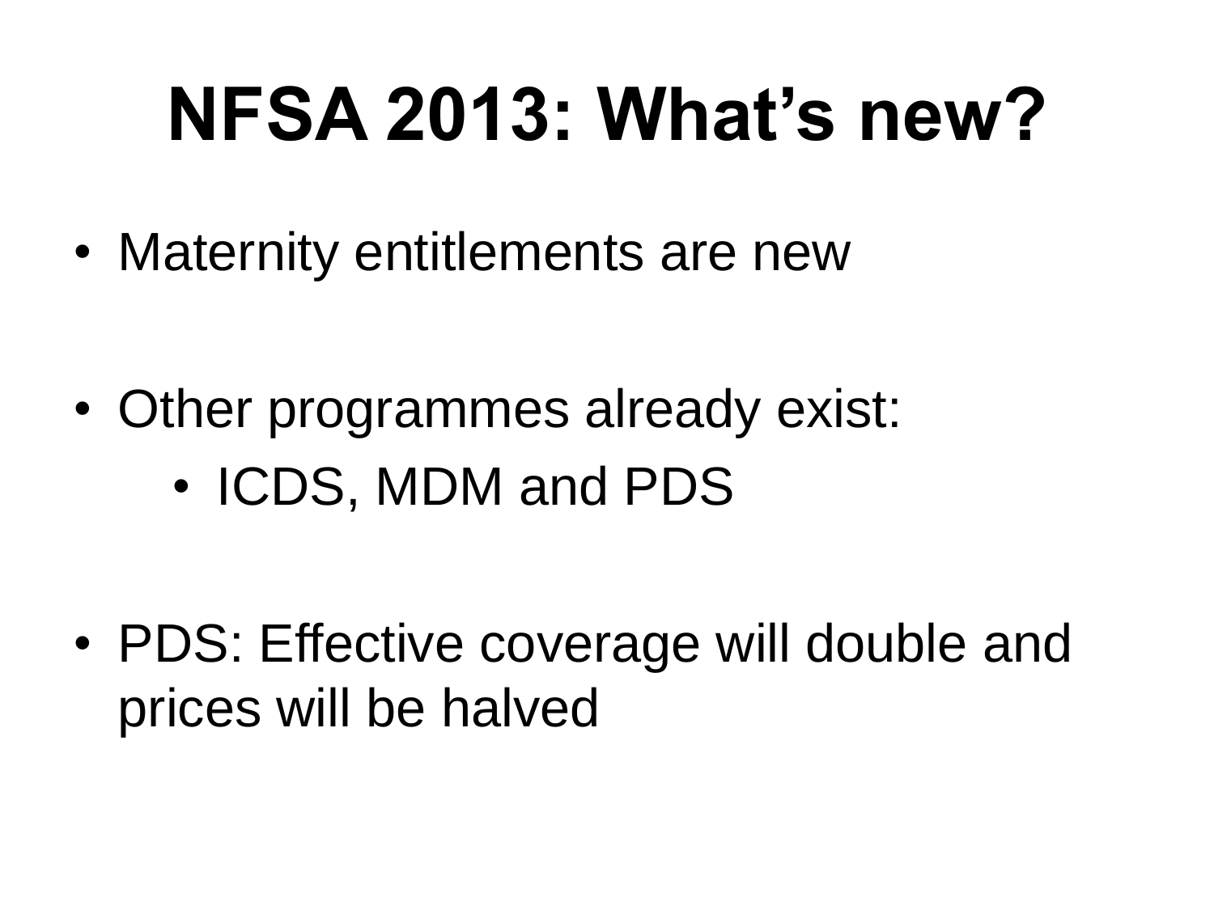# NFSA 2013: What's new?

- Maternity entitlements are new
- Other programmes already exist:
  - ICDS, MDM and PDS
- PDS: Effective coverage will double and prices will be halved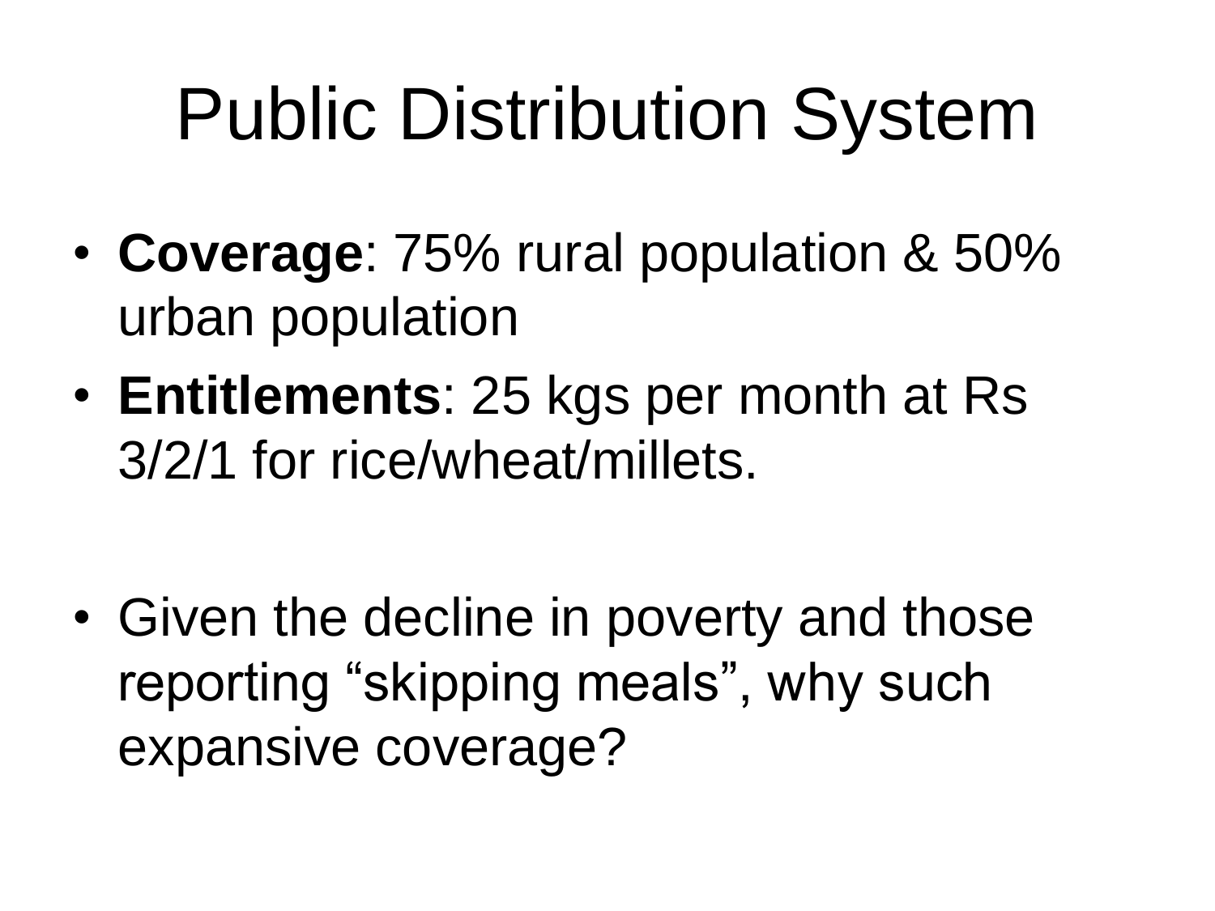# Public Distribution System

- **Coverage**: 75% rural population & 50% urban population
- **Entitlements**: 25 kgs per month at Rs 3/2/1 for rice/wheat/millets.

- Given the decline in poverty and those reporting “skipping meals”, why such expansive coverage?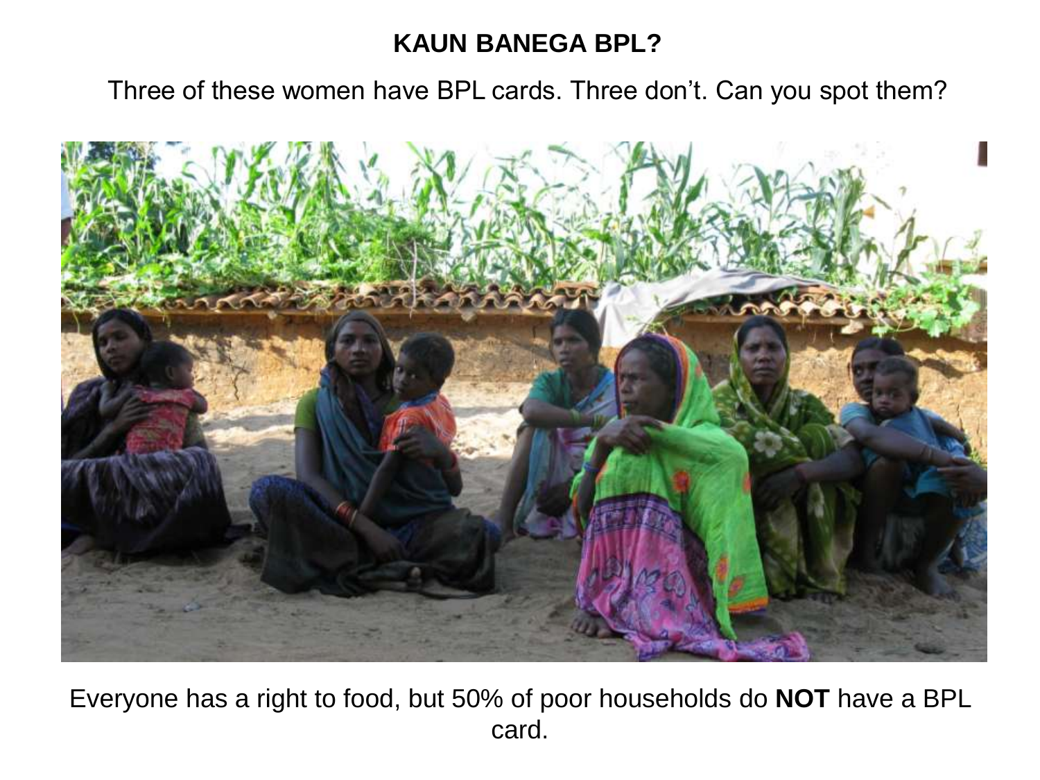**KAUN BANEGA BPL?**

Three of these women have BPL cards. Three don't. Can you spot them?

Everyone has a right to food, but 50% of poor households do **NOT** have a BPL card.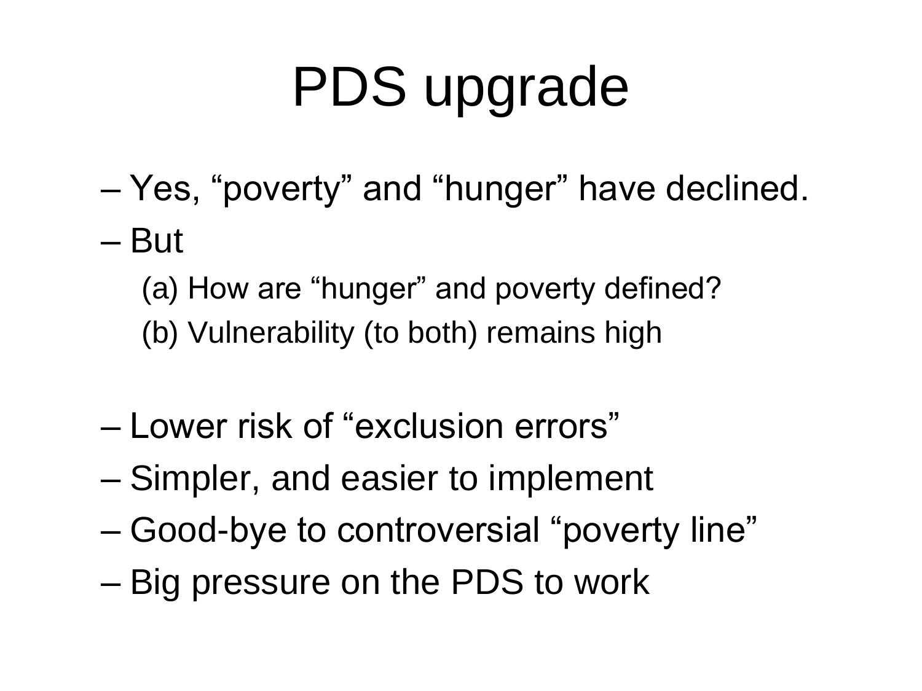# PDS upgrade

- Yes, “poverty” and “hunger” have declined.
- But
  - (a) How are “hunger” and poverty defined?
  - (b) Vulnerability (to both) remains high

- Lower risk of “exclusion errors”
- Simpler, and easier to implement
- Good-bye to controversial “poverty line”
- Big pressure on the PDS to work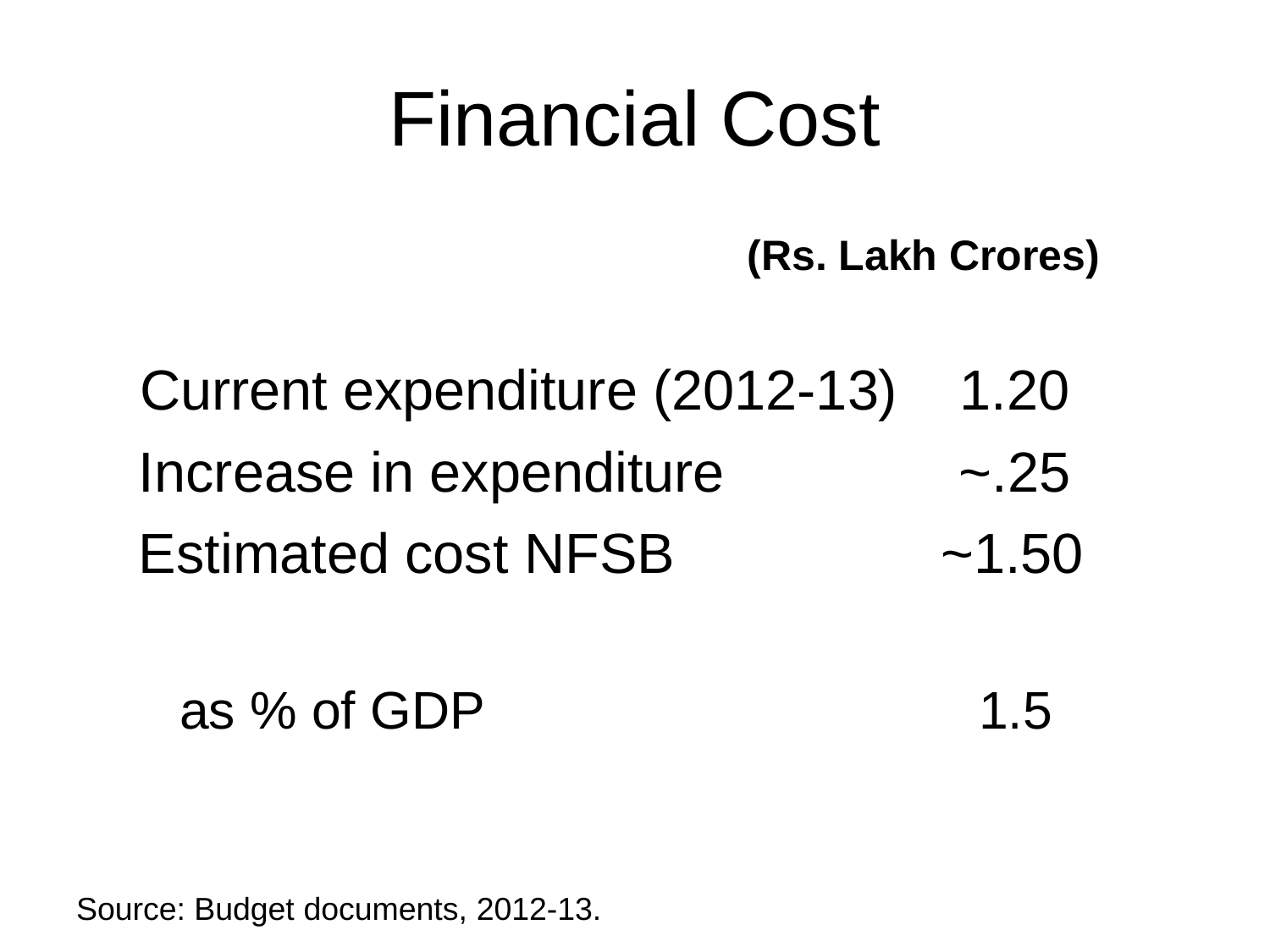# Financial Cost

| | (Rs. Lakh Crores) |
| --- | --- |
| Current expenditure (2012-13) | 1.20 |
| Increase in expenditure | ~.25 |
| Estimated cost NFSB | ~1.50 |
| | |
| as % of GDP | 1.5 |

Source: Budget documents, 2012-13.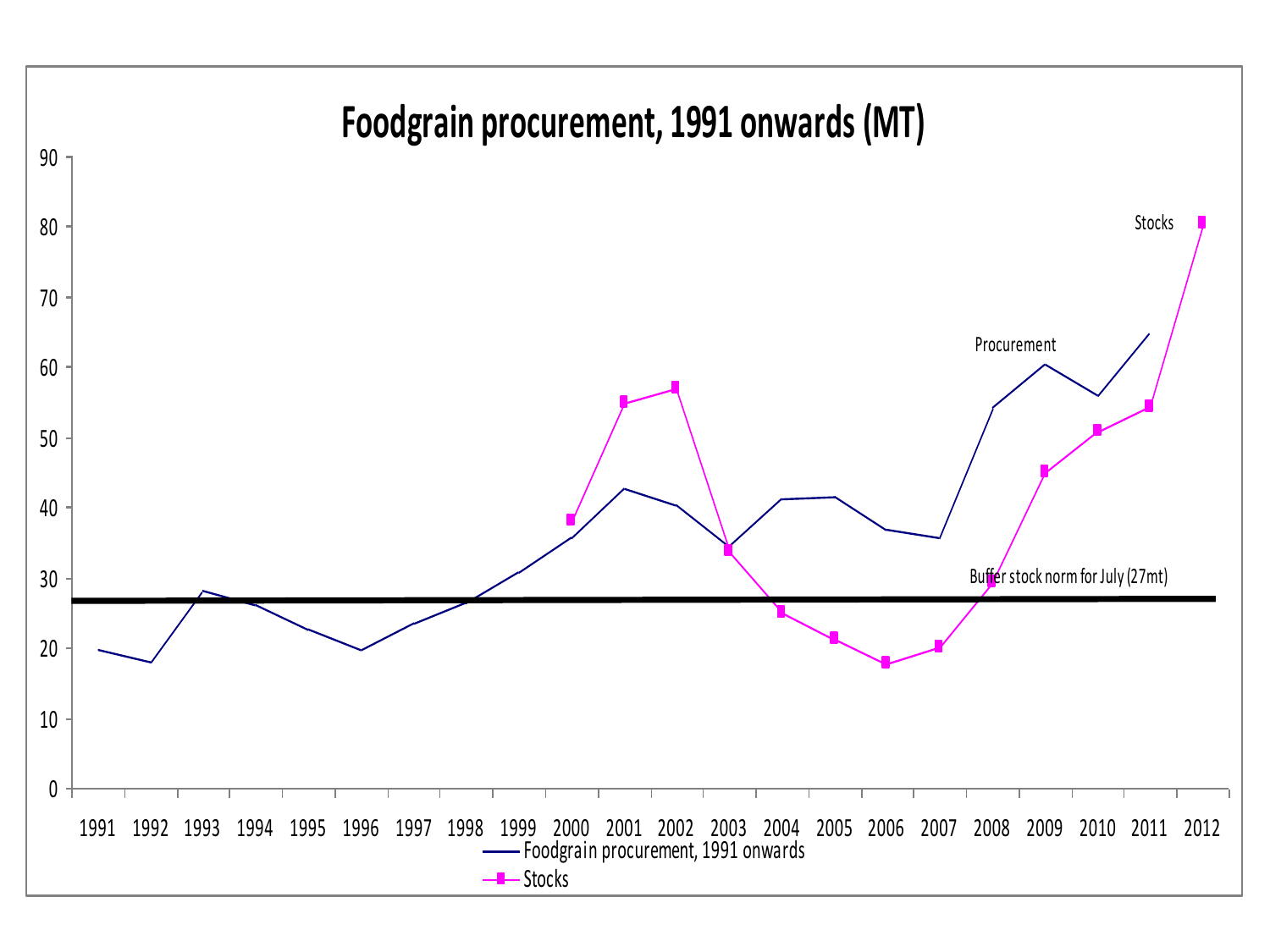# Foodgrain procurement, 1991 onwards (MT)

Stocks

Procurement

Buffer stock norm for July (27mt)

1991 1992 1993 1994 1995 1996 1997 1998 1999 2000 2001 2002 2003 2004 2005 2006 2007 2008 2009 2010 2011 2012

Foodgrain procurement, 1991 onwards

Stocks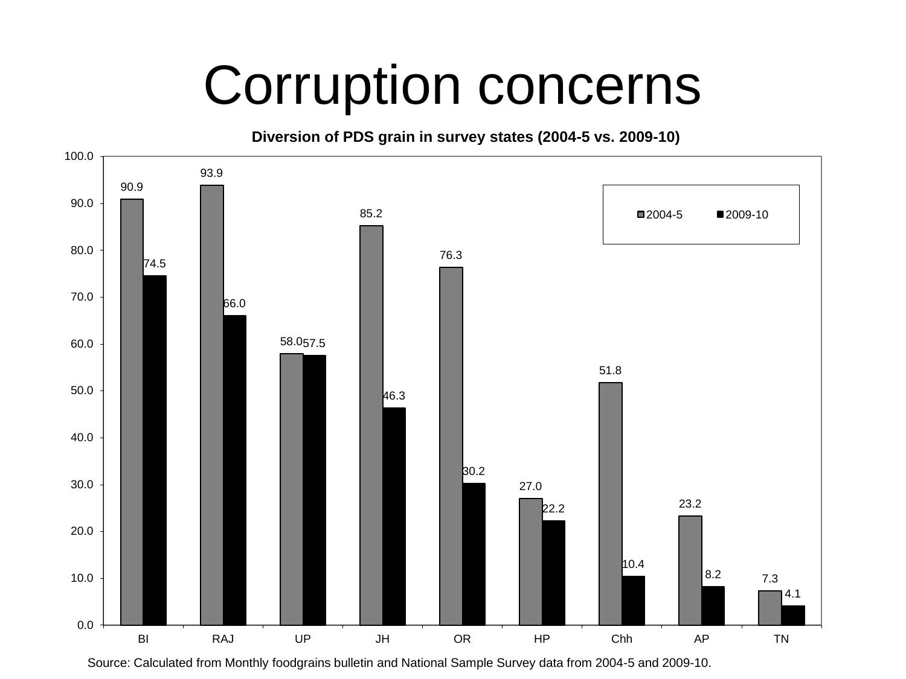# Corruption concerns

**Diversion of PDS grain in survey states (2004-5 vs. 2009-10)**

| State | 2004-5 | 2009-10 |
| --- | --- | --- |
| BI | 90.9 | 74.5 |
| RAJ | 93.9 | 66.0 |
| UP | 58.0 | 57.5 |
| JH | 85.2 | 46.3 |
| OR | 76.3 | 30.2 |
| HP | 27.0 | 22.2 |
| Chh | 51.8 | 10.4 |
| AP | 23.2 | 8.2 |
| TN | 7.3 | 4.1 |

Source: Calculated from Monthly foodgrains bulletin and National Sample Survey data from 2004-5 and 2009-10.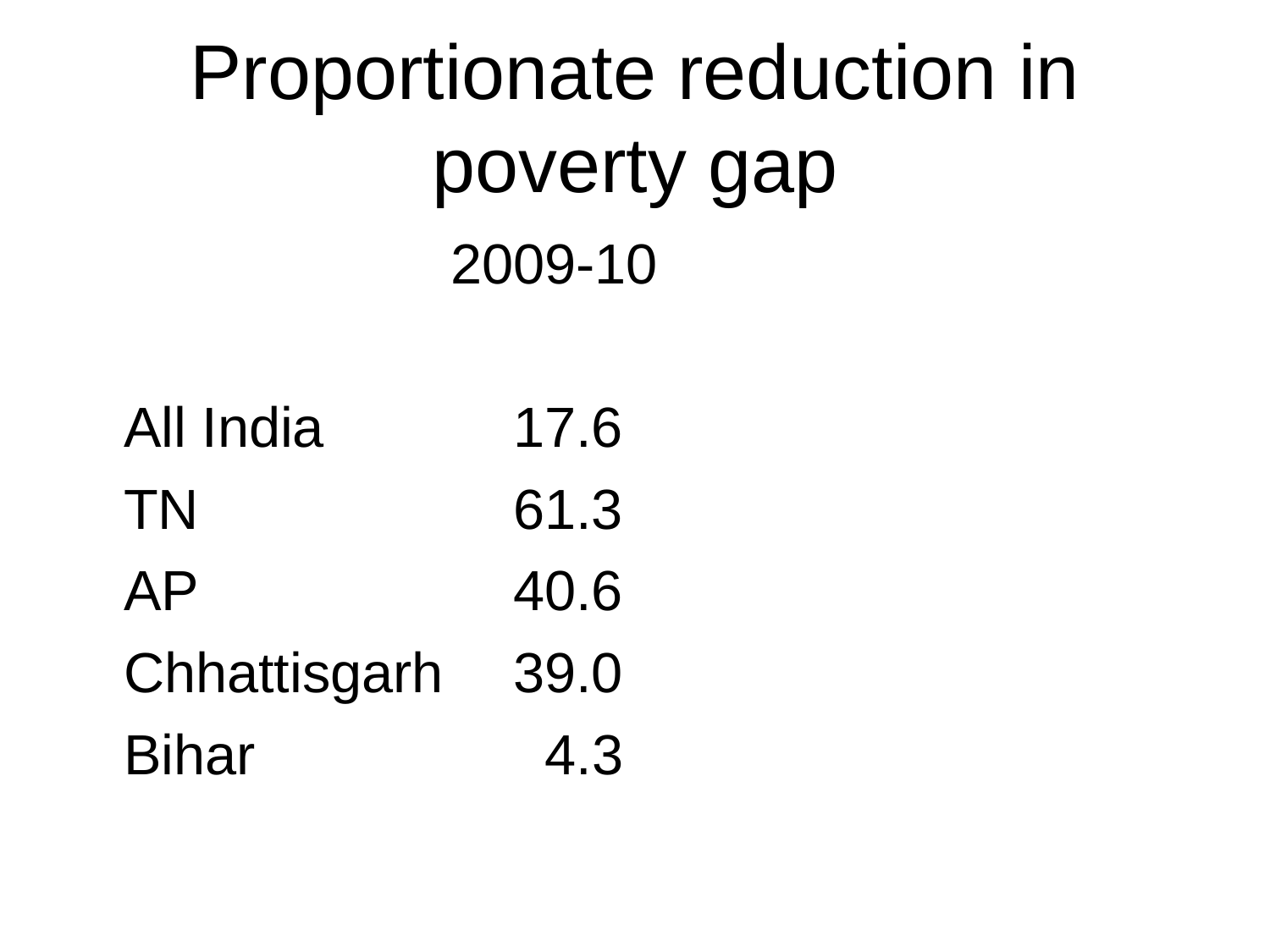# Proportionate reduction in poverty gap

| | 2009-10 |
|---|---|
| All India | 17.6 |
| TN | 61.3 |
| AP | 40.6 |
| Chhattisgarh | 39.0 |
| Bihar | 4.3 |